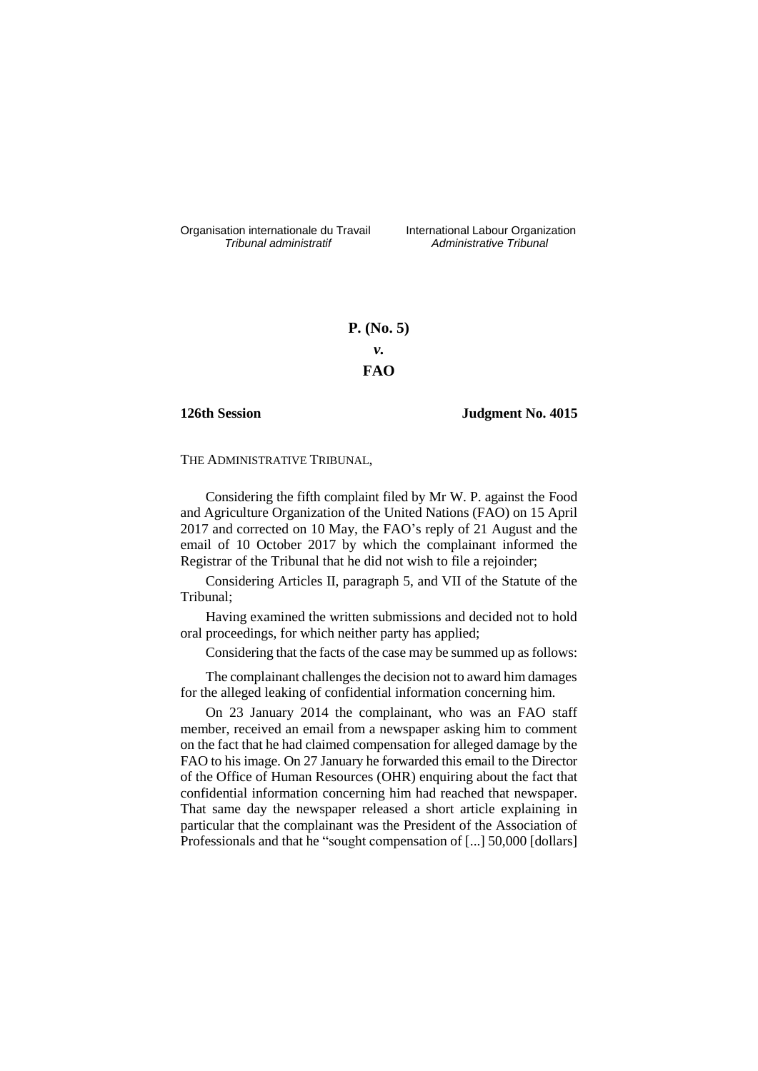Organisation internationale du Travail
*Tribunal administratif*

International Labour Organization
*Administrative Tribunal*

**P. (No. 5)**

***v.***

**FAO**

**126th Session** **Judgment No. 4015**

THE ADMINISTRATIVE TRIBUNAL,

Considering the fifth complaint filed by Mr W. P. against the Food and Agriculture Organization of the United Nations (FAO) on 15 April 2017 and corrected on 10 May, the FAO's reply of 21 August and the email of 10 October 2017 by which the complainant informed the Registrar of the Tribunal that he did not wish to file a rejoinder;

Considering Articles II, paragraph 5, and VII of the Statute of the Tribunal;

Having examined the written submissions and decided not to hold oral proceedings, for which neither party has applied;

Considering that the facts of the case may be summed up as follows:

The complainant challenges the decision not to award him damages for the alleged leaking of confidential information concerning him.

On 23 January 2014 the complainant, who was an FAO staff member, received an email from a newspaper asking him to comment on the fact that he had claimed compensation for alleged damage by the FAO to his image. On 27 January he forwarded this email to the Director of the Office of Human Resources (OHR) enquiring about the fact that confidential information concerning him had reached that newspaper. That same day the newspaper released a short article explaining in particular that the complainant was the President of the Association of Professionals and that he "sought compensation of [...] 50,000 [dollars]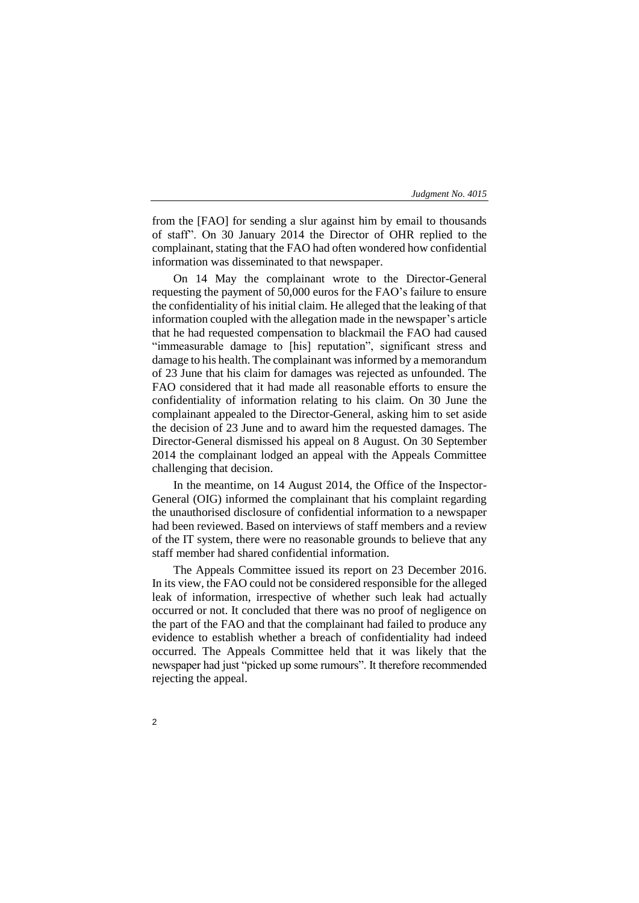from the [FAO] for sending a slur against him by email to thousands of staff". On 30 January 2014 the Director of OHR replied to the complainant, stating that the FAO had often wondered how confidential information was disseminated to that newspaper.

On 14 May the complainant wrote to the Director-General requesting the payment of 50,000 euros for the FAO's failure to ensure the confidentiality of his initial claim. He alleged that the leaking of that information coupled with the allegation made in the newspaper's article that he had requested compensation to blackmail the FAO had caused "immeasurable damage to [his] reputation", significant stress and damage to his health. The complainant was informed by a memorandum of 23 June that his claim for damages was rejected as unfounded. The FAO considered that it had made all reasonable efforts to ensure the confidentiality of information relating to his claim. On 30 June the complainant appealed to the Director-General, asking him to set aside the decision of 23 June and to award him the requested damages. The Director-General dismissed his appeal on 8 August. On 30 September 2014 the complainant lodged an appeal with the Appeals Committee challenging that decision.

In the meantime, on 14 August 2014, the Office of the Inspector-General (OIG) informed the complainant that his complaint regarding the unauthorised disclosure of confidential information to a newspaper had been reviewed. Based on interviews of staff members and a review of the IT system, there were no reasonable grounds to believe that any staff member had shared confidential information.

The Appeals Committee issued its report on 23 December 2016. In its view, the FAO could not be considered responsible for the alleged leak of information, irrespective of whether such leak had actually occurred or not. It concluded that there was no proof of negligence on the part of the FAO and that the complainant had failed to produce any evidence to establish whether a breach of confidentiality had indeed occurred. The Appeals Committee held that it was likely that the newspaper had just "picked up some rumours". It therefore recommended rejecting the appeal.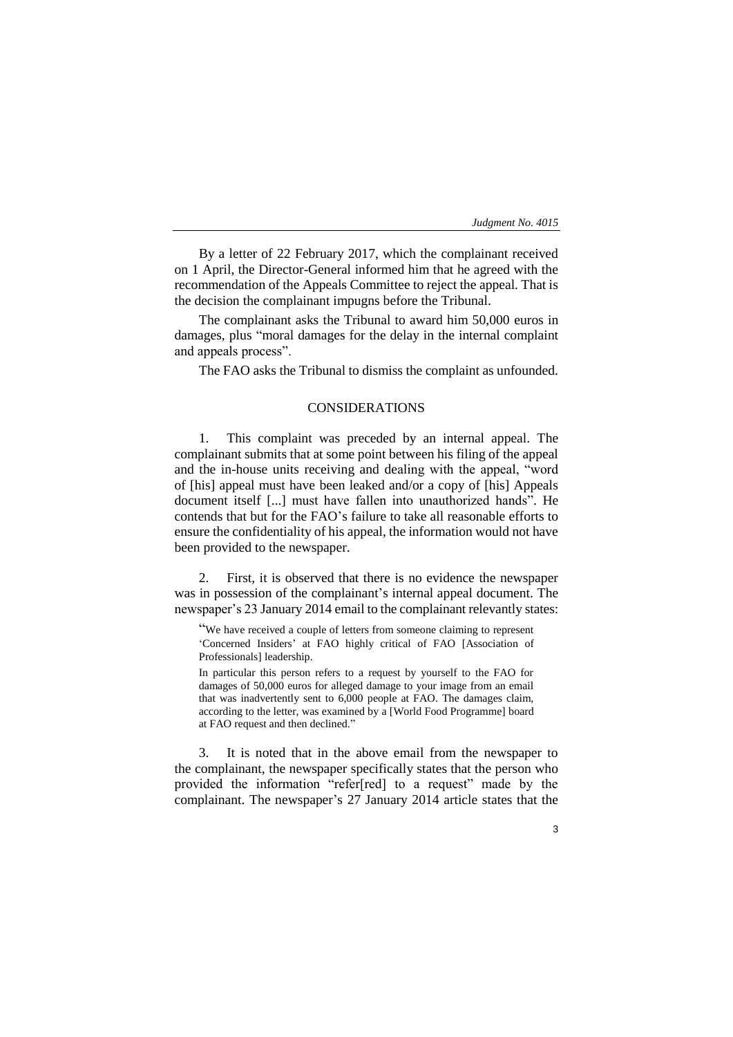By a letter of 22 February 2017, which the complainant received on 1 April, the Director-General informed him that he agreed with the recommendation of the Appeals Committee to reject the appeal. That is the decision the complainant impugns before the Tribunal.

The complainant asks the Tribunal to award him 50,000 euros in damages, plus "moral damages for the delay in the internal complaint and appeals process".

The FAO asks the Tribunal to dismiss the complaint as unfounded.

## CONSIDERATIONS

1. This complaint was preceded by an internal appeal. The complainant submits that at some point between his filing of the appeal and the in-house units receiving and dealing with the appeal, "word of [his] appeal must have been leaked and/or a copy of [his] Appeals document itself [...] must have fallen into unauthorized hands". He contends that but for the FAO's failure to take all reasonable efforts to ensure the confidentiality of his appeal, the information would not have been provided to the newspaper.

2. First, it is observed that there is no evidence the newspaper was in possession of the complainant's internal appeal document. The newspaper's 23 January 2014 email to the complainant relevantly states:

> "We have received a couple of letters from someone claiming to represent 'Concerned Insiders' at FAO highly critical of FAO [Association of Professionals] leadership.
>
> In particular this person refers to a request by yourself to the FAO for damages of 50,000 euros for alleged damage to your image from an email that was inadvertently sent to 6,000 people at FAO. The damages claim, according to the letter, was examined by a [World Food Programme] board at FAO request and then declined."

3. It is noted that in the above email from the newspaper to the complainant, the newspaper specifically states that the person who provided the information "refer[red] to a request" made by the complainant. The newspaper's 27 January 2014 article states that the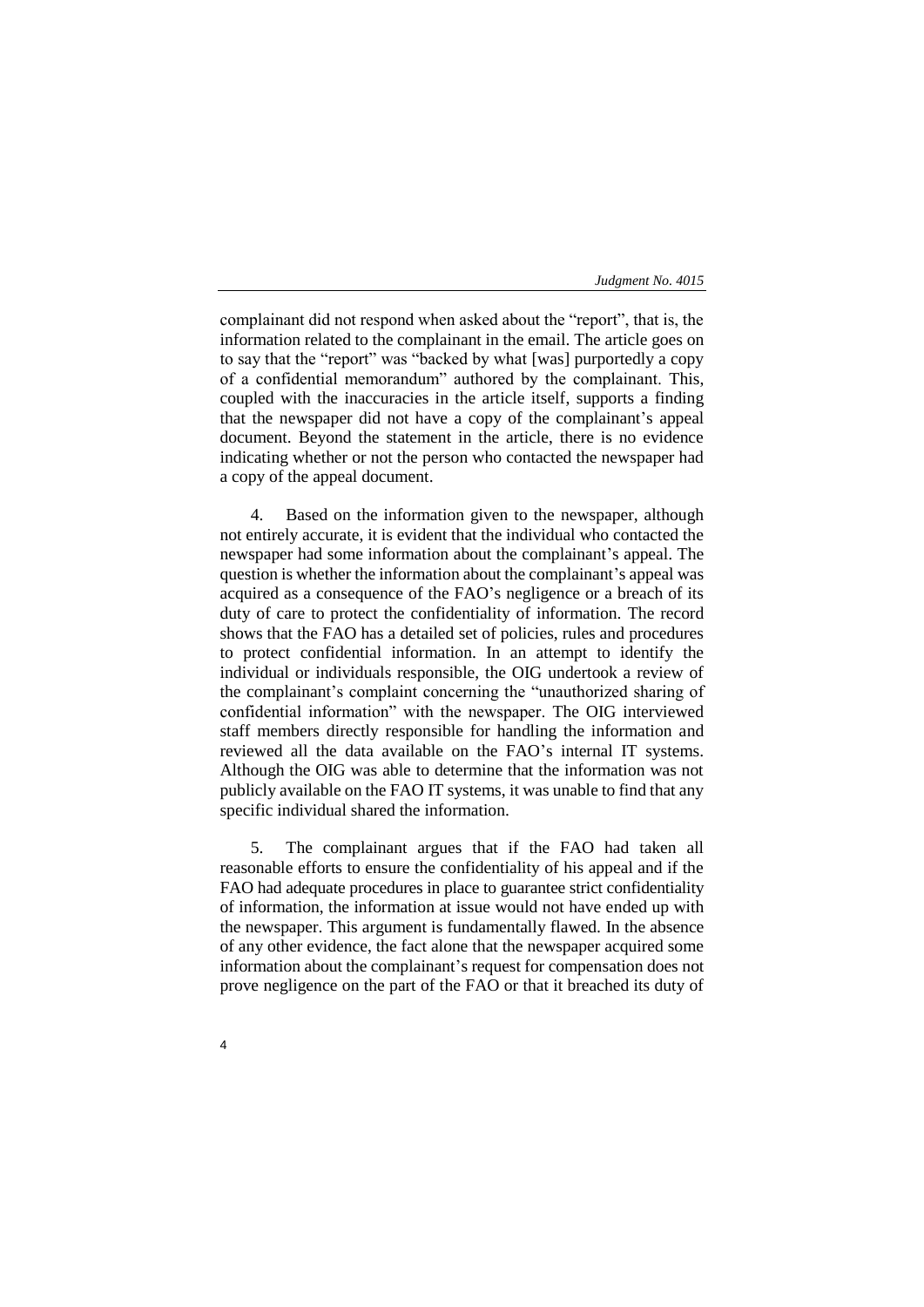complainant did not respond when asked about the "report", that is, the information related to the complainant in the email. The article goes on to say that the "report" was "backed by what [was] purportedly a copy of a confidential memorandum" authored by the complainant. This, coupled with the inaccuracies in the article itself, supports a finding that the newspaper did not have a copy of the complainant's appeal document. Beyond the statement in the article, there is no evidence indicating whether or not the person who contacted the newspaper had a copy of the appeal document.

4. Based on the information given to the newspaper, although not entirely accurate, it is evident that the individual who contacted the newspaper had some information about the complainant's appeal. The question is whether the information about the complainant's appeal was acquired as a consequence of the FAO's negligence or a breach of its duty of care to protect the confidentiality of information. The record shows that the FAO has a detailed set of policies, rules and procedures to protect confidential information. In an attempt to identify the individual or individuals responsible, the OIG undertook a review of the complainant's complaint concerning the "unauthorized sharing of confidential information" with the newspaper. The OIG interviewed staff members directly responsible for handling the information and reviewed all the data available on the FAO's internal IT systems. Although the OIG was able to determine that the information was not publicly available on the FAO IT systems, it was unable to find that any specific individual shared the information.

5. The complainant argues that if the FAO had taken all reasonable efforts to ensure the confidentiality of his appeal and if the FAO had adequate procedures in place to guarantee strict confidentiality of information, the information at issue would not have ended up with the newspaper. This argument is fundamentally flawed. In the absence of any other evidence, the fact alone that the newspaper acquired some information about the complainant's request for compensation does not prove negligence on the part of the FAO or that it breached its duty of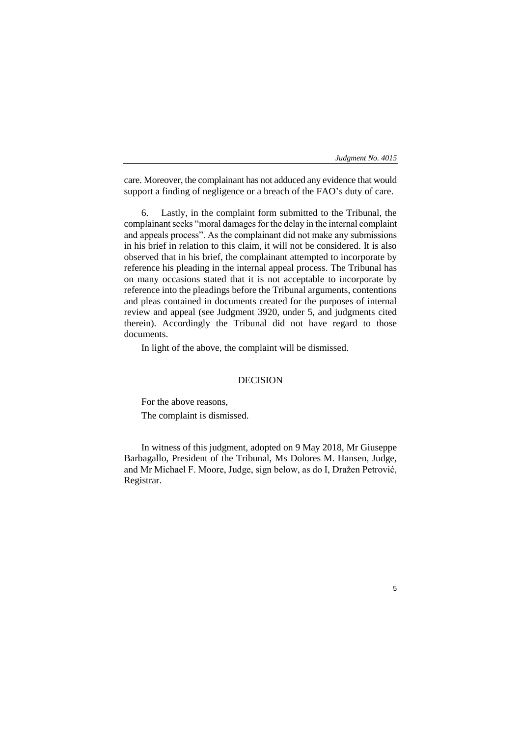care. Moreover, the complainant has not adduced any evidence that would support a finding of negligence or a breach of the FAO's duty of care.

6. Lastly, in the complaint form submitted to the Tribunal, the complainant seeks "moral damages for the delay in the internal complaint and appeals process". As the complainant did not make any submissions in his brief in relation to this claim, it will not be considered. It is also observed that in his brief, the complainant attempted to incorporate by reference his pleading in the internal appeal process. The Tribunal has on many occasions stated that it is not acceptable to incorporate by reference into the pleadings before the Tribunal arguments, contentions and pleas contained in documents created for the purposes of internal review and appeal (see Judgment 3920, under 5, and judgments cited therein). Accordingly the Tribunal did not have regard to those documents.

In light of the above, the complaint will be dismissed.

## DECISION

For the above reasons,

The complaint is dismissed.

In witness of this judgment, adopted on 9 May 2018, Mr Giuseppe Barbagallo, President of the Tribunal, Ms Dolores M. Hansen, Judge, and Mr Michael F. Moore, Judge, sign below, as do I, Dražen Petrović, Registrar.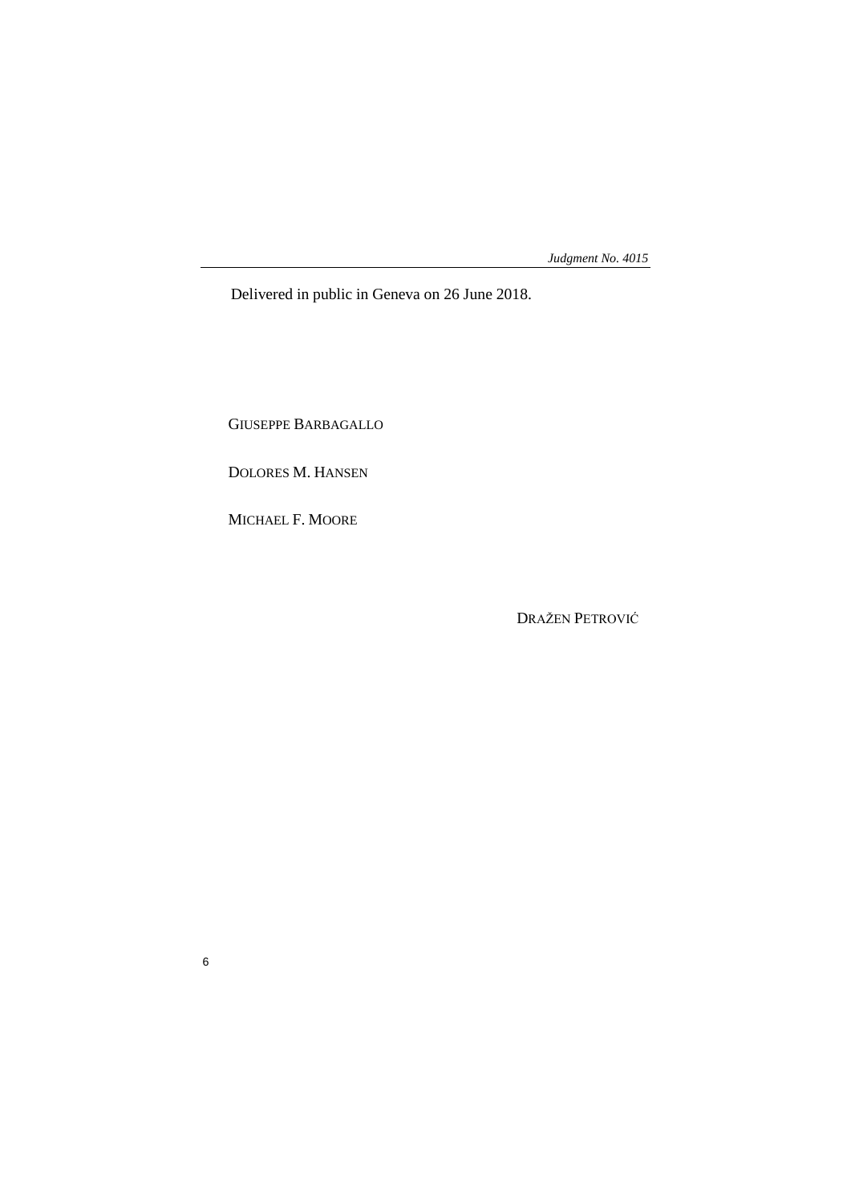Delivered in public in Geneva on 26 June 2018.

GIUSEPPE BARBAGALLO

DOLORES M. HANSEN

MICHAEL F. MOORE

DRAŽEN PETROVIĆ